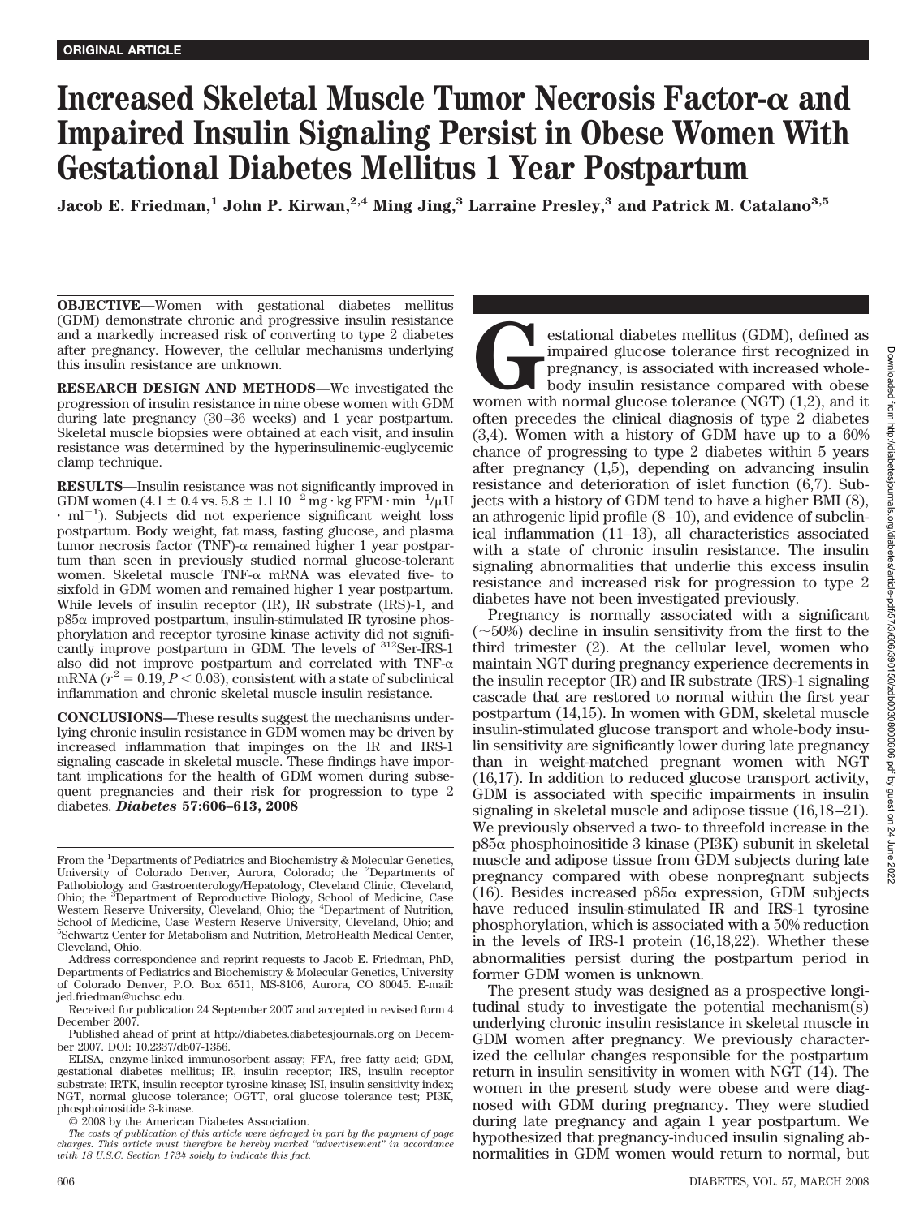ORIGINAL ARTICLE

# Increased Skeletal Muscle Tumor Necrosis Factor-α and Impaired Insulin Signaling Persist in Obese Women With Gestational Diabetes Mellitus 1 Year Postpartum

**Jacob E. Friedman,[1] John P. Kirwan,[2,4] Ming Jing,[3] Larraine Presley,[3] and Patrick M. Catalano[3,5]**

**OBJECTIVE**—Women with gestational diabetes mellitus (GDM) demonstrate chronic and progressive insulin resistance and a markedly increased risk of converting to type 2 diabetes after pregnancy. However, the cellular mechanisms underlying this insulin resistance are unknown.

**RESEARCH DESIGN AND METHODS**—We investigated the progression of insulin resistance in nine obese women with GDM during late pregnancy (30–36 weeks) and 1 year postpartum. Skeletal muscle biopsies were obtained at each visit, and insulin resistance was determined by the hyperinsulinemic-euglycemic clamp technique.

**RESULTS**—Insulin resistance was not significantly improved in GDM women ($4.1 \pm 0.4$ vs. $5.8 \pm 1.1$ $10^{-2}$ mg · kg FFM · min$^{-1}$/μU · ml$^{-1}$). Subjects did not experience significant weight loss postpartum. Body weight, fat mass, fasting glucose, and plasma tumor necrosis factor (TNF)-α remained higher 1 year postpartum than seen in previously studied normal glucose-tolerant women. Skeletal muscle TNF-α mRNA was elevated five- to sixfold in GDM women and remained higher 1 year postpartum. While levels of insulin receptor (IR), IR substrate (IRS)-1, and p85α improved postpartum, insulin-stimulated IR tyrosine phosphorylation and receptor tyrosine kinase activity did not significantly improve postpartum in GDM. The levels of $^{312}$Ser-IRS-1 also did not improve postpartum and correlated with TNF-α mRNA ($r^2 = 0.19$, $P < 0.03$), consistent with a state of subclinical inflammation and chronic skeletal muscle insulin resistance.

**CONCLUSIONS**—These results suggest the mechanisms underlying chronic insulin resistance in GDM women may be driven by increased inflammation that impinges on the IR and IRS-1 signaling cascade in skeletal muscle. These findings have important implications for the health of GDM women during subsequent pregnancies and their risk for progression to type 2 diabetes. ***Diabetes* 57:606–613, 2008**

From the [1]Departments of Pediatrics and Biochemistry & Molecular Genetics, University of Colorado Denver, Aurora, Colorado; the [2]Departments of Pathobiology and Gastroenterology/Hepatology, Cleveland Clinic, Cleveland, Ohio; the [3]Department of Reproductive Biology, School of Medicine, Case Western Reserve University, Cleveland, Ohio; the [4]Department of Nutrition, School of Medicine, Case Western Reserve University, Cleveland, Ohio; and [5]Schwartz Center for Metabolism and Nutrition, MetroHealth Medical Center, Cleveland, Ohio.

Address correspondence and reprint requests to Jacob E. Friedman, PhD, Departments of Pediatrics and Biochemistry & Molecular Genetics, University of Colorado Denver, P.O. Box 6511, MS-8106, Aurora, CO 80045. E-mail: jed.friedman@uchsc.edu.

Received for publication 24 September 2007 and accepted in revised form 4 December 2007.

Published ahead of print at http://diabetes.diabetesjournals.org on December 2007. DOI: 10.2337/db07-1356.

ELISA, enzyme-linked immunosorbent assay; FFA, free fatty acid; GDM, gestational diabetes mellitus; IR, insulin receptor; IRS, insulin receptor substrate; IRTK, insulin receptor tyrosine kinase; ISI, insulin sensitivity index; NGT, normal glucose tolerance; OGTT, oral glucose tolerance test; PI3K, phosphoinositide 3-kinase.

© 2008 by the American Diabetes Association.

*The costs of publication of this article were defrayed in part by the payment of page charges. This article must therefore be hereby marked "advertisement" in accordance with 18 U.S.C. Section 1734 solely to indicate this fact.*

Gestational diabetes mellitus (GDM), defined as impaired glucose tolerance first recognized in pregnancy, is associated with increased whole-body insulin resistance compared with obese women with normal glucose tolerance (NGT) (1,2), and it often precedes the clinical diagnosis of type 2 diabetes (3,4). Women with a history of GDM have up to a 60% chance of progressing to type 2 diabetes within 5 years after pregnancy (1,5), depending on advancing insulin resistance and deterioration of islet function (6,7). Subjects with a history of GDM tend to have a higher BMI (8), an athrogenic lipid profile (8–10), and evidence of subclinical inflammation (11–13), all characteristics associated with a state of chronic insulin resistance. The insulin signaling abnormalities that underlie this excess insulin resistance and increased risk for progression to type 2 diabetes have not been investigated previously.

Pregnancy is normally associated with a significant (~50%) decline in insulin sensitivity from the first to the third trimester (2). At the cellular level, women who maintain NGT during pregnancy experience decrements in the insulin receptor (IR) and IR substrate (IRS)-1 signaling cascade that are restored to normal within the first year postpartum (14,15). In women with GDM, skeletal muscle insulin-stimulated glucose transport and whole-body insulin sensitivity are significantly lower during late pregnancy than in weight-matched pregnant women with NGT (16,17). In addition to reduced glucose transport activity, GDM is associated with specific impairments in insulin signaling in skeletal muscle and adipose tissue (16,18–21). We previously observed a two- to threefold increase in the p85α phosphoinositide 3 kinase (PI3K) subunit in skeletal muscle and adipose tissue from GDM subjects during late pregnancy compared with obese nonpregnant subjects (16). Besides increased p85α expression, GDM subjects have reduced insulin-stimulated IR and IRS-1 tyrosine phosphorylation, which is associated with a 50% reduction in the levels of IRS-1 protein (16,18,22). Whether these abnormalities persist during the postpartum period in former GDM women is unknown.

The present study was designed as a prospective longitudinal study to investigate the potential mechanism(s) underlying chronic insulin resistance in skeletal muscle in GDM women after pregnancy. We previously characterized the cellular changes responsible for the postpartum return in insulin sensitivity in women with NGT (14). The women in the present study were obese and were diagnosed with GDM during pregnancy. They were studied during late pregnancy and again 1 year postpartum. We hypothesized that pregnancy-induced insulin signaling abnormalities in GDM women would return to normal, but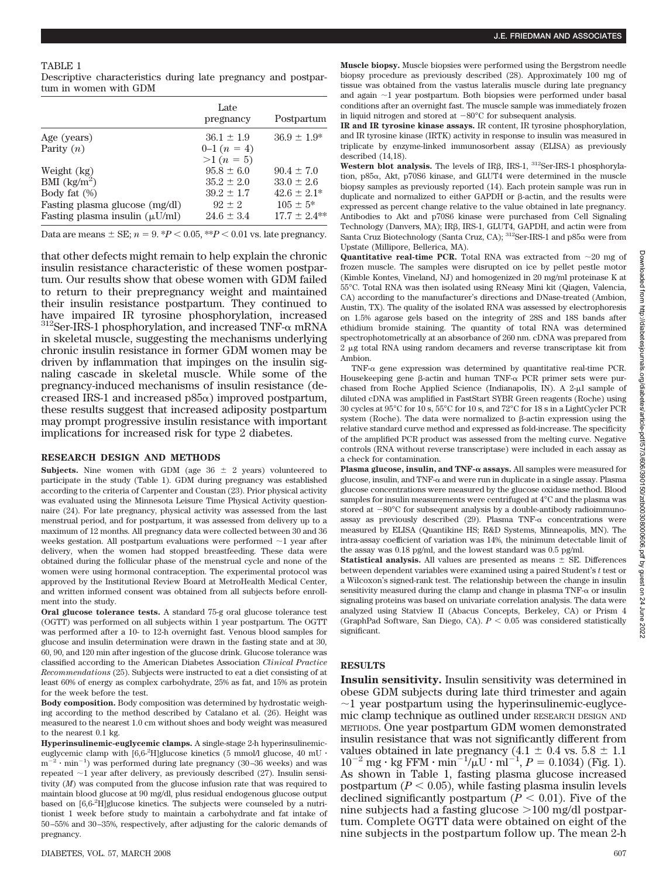TABLE 1

Descriptive characteristics during late pregnancy and postpartum in women with GDM

| | Late pregnancy | Postpartum |
|---|---|---|
| Age (years) | 36.1 ± 1.9 | 36.9 ± 1.9* |
| Parity ($n$) | 0–1 ($n$ = 4) | |
| | >1 ($n$ = 5) | |
| Weight (kg) | 95.8 ± 6.0 | 90.4 ± 7.0 |
| BMI (kg/m$^2$) | 35.2 ± 2.0 | 33.0 ± 2.6 |
| Body fat (%) | 39.2 ± 1.7 | 42.6 ± 2.1* |
| Fasting plasma glucose (mg/dl) | 92 ± 2 | 105 ± 5* |
| Fasting plasma insulin (μU/ml) | 24.6 ± 3.4 | 17.7 ± 2.4** |

Data are means ± SE; $n$ = 9. *$P < 0.05$, **$P < 0.01$ vs. late pregnancy.

that other defects might remain to help explain the chronic insulin resistance characteristic of these women postpartum. Our results show that obese women with GDM failed to return to their prepregnancy weight and maintained their insulin resistance postpartum. They continued to have impaired IR tyrosine phosphorylation, increased $^{312}$Ser-IRS-1 phosphorylation, and increased TNF-α mRNA in skeletal muscle, suggesting the mechanisms underlying chronic insulin resistance in former GDM women may be driven by inflammation that impinges on the insulin signaling cascade in skeletal muscle. While some of the pregnancy-induced mechanisms of insulin resistance (decreased IRS-1 and increased p85α) improved postpartum, these results suggest that increased adiposity postpartum may prompt progressive insulin resistance with important implications for increased risk for type 2 diabetes.

## RESEARCH DESIGN AND METHODS

**Subjects.** Nine women with GDM (age 36 ± 2 years) volunteered to participate in the study (Table 1). GDM during pregnancy was established according to the criteria of Carpenter and Coustan (23). Prior physical activity was evaluated using the Minnesota Leisure Time Physical Activity questionnaire (24). For late pregnancy, physical activity was assessed from the last menstrual period, and for postpartum, it was assessed from delivery up to a maximum of 12 months. All pregnancy data were collected between 30 and 36 weeks gestation. All postpartum evaluations were performed ~1 year after delivery, when the women had stopped breastfeeding. These data were obtained during the follicular phase of the menstrual cycle and none of the women were using hormonal contraception. The experimental protocol was approved by the Institutional Review Board at MetroHealth Medical Center, and written informed consent was obtained from all subjects before enrollment into the study.

**Oral glucose tolerance tests.** A standard 75-g oral glucose tolerance test (OGTT) was performed on all subjects within 1 year postpartum. The OGTT was performed after a 10- to 12-h overnight fast. Venous blood samples for glucose and insulin determination were drawn in the fasting state and at 30, 60, 90, and 120 min after ingestion of the glucose drink. Glucose tolerance was classified according to the American Diabetes Association *Clinical Practice Recommendations* (25). Subjects were instructed to eat a diet consisting of at least 60% of energy as complex carbohydrate, 25% as fat, and 15% as protein for the week before the test.

**Body composition.** Body composition was determined by hydrostatic weighing according to the method described by Catalano et al. (26). Height was measured to the nearest 1.0 cm without shoes and body weight was measured to the nearest 0.1 kg.

**Hyperinsulinemic-euglycemic clamps.** A single-stage 2-h hyperinsulinemic-euglycemic clamp with [6,6-$^2$H]glucose kinetics (5 mmol/l glucose, 40 mU · m$^{-2}$ · min$^{-1}$) was performed during late pregnancy (30–36 weeks) and was repeated ~1 year after delivery, as previously described (27). Insulin sensitivity ($M$) was computed from the glucose infusion rate that was required to maintain blood glucose at 90 mg/dl, plus residual endogenous glucose output based on [6,6-$^2$H]glucose kinetics. The subjects were counseled by a nutritionist 1 week before study to maintain a carbohydrate and fat intake of 50–55% and 30–35%, respectively, after adjusting for the caloric demands of pregnancy.

**Muscle biopsy.** Muscle biopsies were performed using the Bergstrom needle biopsy procedure as previously described (28). Approximately 100 mg of tissue was obtained from the vastus lateralis muscle during late pregnancy and again ~1 year postpartum. Both biopsies were performed under basal conditions after an overnight fast. The muscle sample was immediately frozen in liquid nitrogen and stored at −80°C for subsequent analysis.

**IR and IR tyrosine kinase assays.** IR content, IR tyrosine phosphorylation, and IR tyrosine kinase (IRTK) activity in response to insulin was measured in triplicate by enzyme-linked immunosorbent assay (ELISA) as previously described (14,18).

**Western blot analysis.** The levels of IRβ, IRS-1, $^{312}$Ser-IRS-1 phosphorylation, p85α, Akt, p70S6 kinase, and GLUT4 were determined in the muscle biopsy samples as previously reported (14). Each protein sample was run in duplicate and normalized to either GAPDH or β-actin, and the results were expressed as percent change relative to the value obtained in late pregnancy. Antibodies to Akt and p70S6 kinase were purchased from Cell Signaling Technology (Danvers, MA); IRβ, IRS-1, GLUT4, GAPDH, and actin were from Santa Cruz Biotechnology (Santa Cruz, CA); $^{312}$Ser-IRS-1 and p85α were from Upstate (Millipore, Bellerica, MA).

**Quantitative real-time PCR.** Total RNA was extracted from ~20 mg of frozen muscle. The samples were disrupted on ice by pellet pestle motor (Kimble Kontes, Vineland, NJ) and homogenized in 20 mg/ml proteinase K at 55°C. Total RNA was then isolated using RNeasy Mini kit (Qiagen, Valencia, CA) according to the manufacturer's directions and DNase-treated (Ambion, Austin, TX). The quality of the isolated RNA was assessed by electrophoresis on 1.5% agarose gels based on the integrity of 28S and 18S bands after ethidium bromide staining. The quantity of total RNA was determined spectrophotometrically at an absorbance of 260 nm. cDNA was prepared from 2 μg total RNA using random decamers and reverse transcriptase kit from Ambion.

TNF-α gene expression was determined by quantitative real-time PCR. Housekeeping gene β-actin and human TNF-α PCR primer sets were purchased from Roche Applied Science (Indianapolis, IN). A 2-μl sample of diluted cDNA was amplified in FastStart SYBR Green reagents (Roche) using 30 cycles at 95°C for 10 s, 55°C for 10 s, and 72°C for 18 s in a LightCycler PCR system (Roche). The data were normalized to β-actin expression using the relative standard curve method and expressed as fold-increase. The specificity of the amplified PCR product was assessed from the melting curve. Negative controls (RNA without reverse transcriptase) were included in each assay as a check for contamination.

**Plasma glucose, insulin, and TNF-α assays.** All samples were measured for glucose, insulin, and TNF-α and were run in duplicate in a single assay. Plasma glucose concentrations were measured by the glucose oxidase method. Blood samples for insulin measurements were centrifuged at 4°C and the plasma was stored at −80°C for subsequent analysis by a double-antibody radioimmunoassay as previously described (29). Plasma TNF-α concentrations were measured by ELISA (Quantikine HS; R&D Systems, Minneapolis, MN). The intra-assay coefficient of variation was 14%, the minimum detectable limit of the assay was 0.18 pg/ml, and the lowest standard was 0.5 pg/ml.

**Statistical analysis.** All values are presented as means ± SE. Differences between dependent variables were examined using a paired Student's $t$ test or a Wilcoxon's signed-rank test. The relationship between the change in insulin sensitivity measured during the clamp and change in plasma TNF-α or insulin signaling proteins was based on univariate correlation analysis. The data were analyzed using Statview II (Abacus Concepts, Berkeley, CA) or Prism 4 (GraphPad Software, San Diego, CA). $P < 0.05$ was considered statistically significant.

## RESULTS

**Insulin sensitivity.** Insulin sensitivity was determined in obese GDM subjects during late third trimester and again ~1 year postpartum using the hyperinsulinemic-euglycemic clamp technique as outlined under RESEARCH DESIGN AND METHODS. One year postpartum GDM women demonstrated insulin resistance that was not significantly different from values obtained in late pregnancy (4.1 ± 0.4 vs. 5.8 ± 1.1 $10^{-2}$ mg · kg FFM · min$^{-1}$/μU · ml$^{-1}$, $P$ = 0.1034) (Fig. 1). As shown in Table 1, fasting plasma glucose increased postpartum ($P < 0.05$), while fasting plasma insulin levels declined significantly postpartum ($P < 0.01$). Five of the nine subjects had a fasting glucose >100 mg/dl postpartum. Complete OGTT data were obtained on eight of the nine subjects in the postpartum follow up. The mean 2-h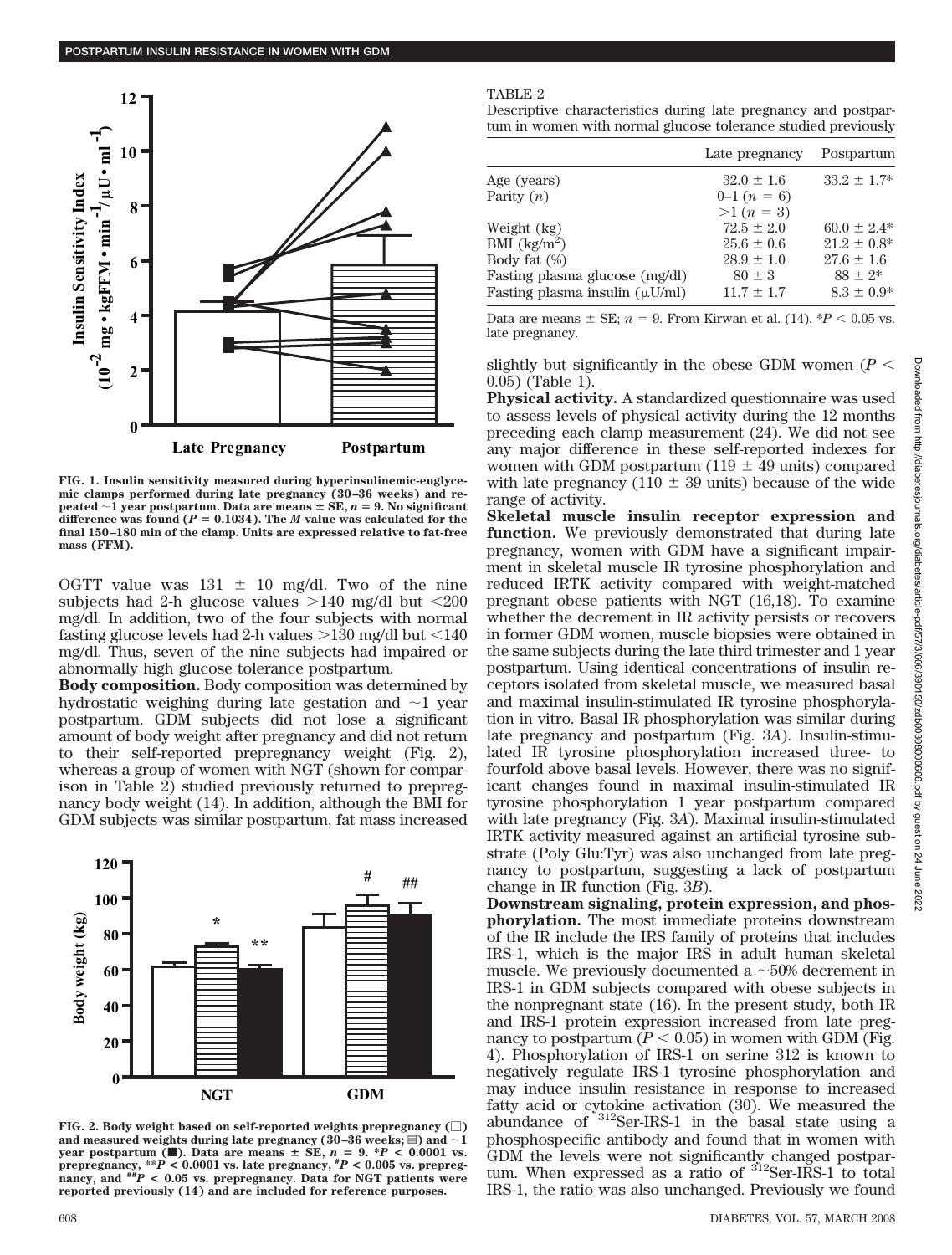FIG. 1. Insulin sensitivity measured during hyperinsulinemic-euglycemic clamps performed during late pregnancy (30–36 weeks) and repeated ~1 year postpartum. Data are means ± SE, $n = 9$. No significant difference was found ($P = 0.1034$). The $M$ value was calculated for the final 150–180 min of the clamp. Units are expressed relative to fat-free mass (FFM).

OGTT value was 131 ± 10 mg/dl. Two of the nine subjects had 2-h glucose values >140 mg/dl but <200 mg/dl. In addition, two of the four subjects with normal fasting glucose levels had 2-h values >130 mg/dl but <140 mg/dl. Thus, seven of the nine subjects had impaired or abnormally high glucose tolerance postpartum.

**Body composition.** Body composition was determined by hydrostatic weighing during late gestation and ~1 year postpartum. GDM subjects did not lose a significant amount of body weight after pregnancy and did not return to their self-reported prepregnancy weight (Fig. 2), whereas a group of women with NGT (shown for comparison in Table 2) studied previously returned to prepregnancy body weight (14). In addition, although the BMI for GDM subjects was similar postpartum, fat mass increased slightly but significantly in the obese GDM women ($P < 0.05$) (Table 1).

FIG. 2. Body weight based on self-reported weights prepregnancy (□) and measured weights during late pregnancy (30–36 weeks; ▤) and ~1 year postpartum (■). Data are means ± SE, $n = 9$. *$P < 0.0001$ vs. prepregnancy, **$P < 0.0001$ vs. late pregnancy, #$P < 0.005$ vs. prepregnancy, and ##$P < 0.05$ vs. prepregnancy. Data for NGT patients were reported previously (14) and are included for reference purposes.

TABLE 2
Descriptive characteristics during late pregnancy and postpartum in women with normal glucose tolerance studied previously

| | Late pregnancy | Postpartum |
|---|---|---|
| Age (years) | 32.0 ± 1.6 | 33.2 ± 1.7* |
| Parity ($n$) | 0–1 ($n$ = 6) | |
| | >1 ($n$ = 3) | |
| Weight (kg) | 72.5 ± 2.0 | 60.0 ± 2.4* |
| BMI (kg/m$^2$) | 25.6 ± 0.6 | 21.2 ± 0.8* |
| Body fat (%) | 28.9 ± 1.0 | 27.6 ± 1.6 |
| Fasting plasma glucose (mg/dl) | 80 ± 3 | 88 ± 2* |
| Fasting plasma insulin (μU/ml) | 11.7 ± 1.7 | 8.3 ± 0.9* |

Data are means ± SE; $n = 9$. From Kirwan et al. (14). *$P < 0.05$ vs. late pregnancy.

**Physical activity.** A standardized questionnaire was used to assess levels of physical activity during the 12 months preceding each clamp measurement (24). We did not see any major difference in these self-reported indexes for women with GDM postpartum (119 ± 49 units) compared with late pregnancy (110 ± 39 units) because of the wide range of activity.

**Skeletal muscle insulin receptor expression and function.** We previously demonstrated that during late pregnancy, women with GDM have a significant impairment in skeletal muscle IR tyrosine phosphorylation and reduced IRTK activity compared with weight-matched pregnant obese patients with NGT (16,18). To examine whether the decrement in IR activity persists or recovers in former GDM women, muscle biopsies were obtained in the same subjects during the late third trimester and 1 year postpartum. Using identical concentrations of insulin receptors isolated from skeletal muscle, we measured basal and maximal insulin-stimulated IR tyrosine phosphorylation in vitro. Basal IR phosphorylation was similar during late pregnancy and postpartum (Fig. 3*A*). Insulin-stimulated IR tyrosine phosphorylation increased three- to fourfold above basal levels. However, there was no significant changes found in maximal insulin-stimulated IR tyrosine phosphorylation 1 year postpartum compared with late pregnancy (Fig. 3*A*). Maximal insulin-stimulated IRTK activity measured against an artificial tyrosine substrate (Poly Glu:Tyr) was also unchanged from late pregnancy to postpartum, suggesting a lack of postpartum change in IR function (Fig. 3*B*).

**Downstream signaling, protein expression, and phosphorylation.** The most immediate proteins downstream of the IR include the IRS family of proteins that includes IRS-1, which is the major IRS in adult human skeletal muscle. We previously documented a ~50% decrement in IRS-1 in GDM subjects compared with obese subjects in the nonpregnant state (16). In the present study, both IR and IRS-1 protein expression increased from late pregnancy to postpartum ($P < 0.05$) in women with GDM (Fig. 4). Phosphorylation of IRS-1 on serine 312 is known to negatively regulate IRS-1 tyrosine phosphorylation and may induce insulin resistance in response to increased fatty acid or cytokine activation (30). We measured the abundance of $^{312}$Ser-IRS-1 in the basal state using a phosphospecific antibody and found that in women with GDM the levels were not significantly changed postpartum. When expressed as a ratio of $^{312}$Ser-IRS-1 to total IRS-1, the ratio was also unchanged. Previously we found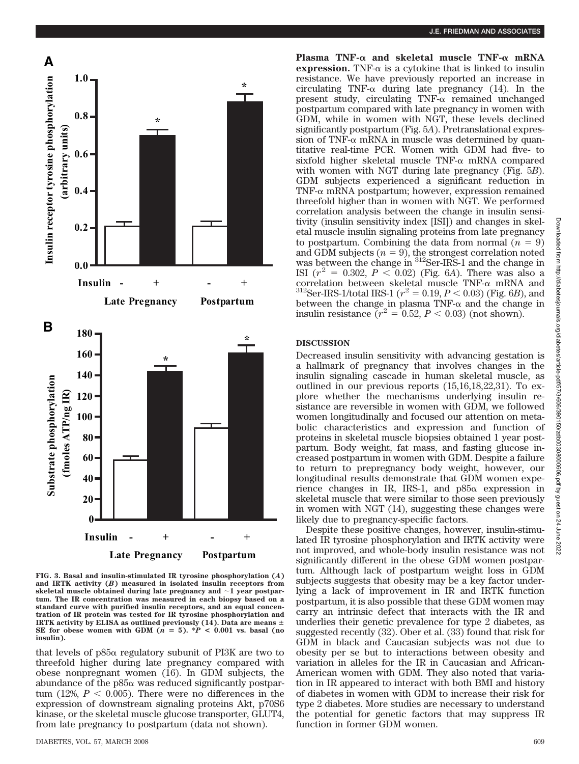FIG. 3. Basal and insulin-stimulated IR tyrosine phosphorylation (*A*) and IRTK activity (*B*) measured in isolated insulin receptors from skeletal muscle obtained during late pregnancy and ~1 year postpartum. The IR concentration was measured in each biopsy based on a standard curve with purified insulin receptors, and an equal concentration of IR protein was tested for IR tyrosine phosphorylation and IRTK activity by ELISA as outlined previously (14). Data are means ± SE for obese women with GDM ($n$ = 5). *$P$ < 0.001 vs. basal (no insulin).

that levels of p85α regulatory subunit of PI3K are two to threefold higher during late pregnancy compared with obese nonpregnant women (16). In GDM subjects, the abundance of the p85α was reduced significantly postpartum (12%, $P < 0.005$). There were no differences in the expression of downstream signaling proteins Akt, p70S6 kinase, or the skeletal muscle glucose transporter, GLUT4, from late pregnancy to postpartum (data not shown).

**Plasma TNF-α and skeletal muscle TNF-α mRNA expression.** TNF-α is a cytokine that is linked to insulin resistance. We have previously reported an increase in circulating TNF-α during late pregnancy (14). In the present study, circulating TNF-α remained unchanged postpartum compared with late pregnancy in women with GDM, while in women with NGT, these levels declined significantly postpartum (Fig. 5*A*). Pretranslational expression of TNF-α mRNA in muscle was determined by quantitative real-time PCR. Women with GDM had five- to sixfold higher skeletal muscle TNF-α mRNA compared with women with NGT during late pregnancy (Fig. 5*B*). GDM subjects experienced a significant reduction in TNF-α mRNA postpartum; however, expression remained threefold higher than in women with NGT. We performed correlation analysis between the change in insulin sensitivity (insulin sensitivity index [ISI]) and changes in skeletal muscle insulin signaling proteins from late pregnancy to postpartum. Combining the data from normal ($n$ = 9) and GDM subjects ($n$ = 9), the strongest correlation noted was between the change in $^{312}$Ser-IRS-1 and the change in ISI ($r^2$ = 0.302, $P < 0.02$) (Fig. 6*A*). There was also a correlation between skeletal muscle TNF-α mRNA and $^{312}$Ser-IRS-1/total IRS-1 ($r^2$ = 0.19, $P < 0.03$) (Fig. 6*B*), and between the change in plasma TNF-α and the change in insulin resistance ($r^2$ = 0.52, $P < 0.03$) (not shown).

## DISCUSSION

Decreased insulin sensitivity with advancing gestation is a hallmark of pregnancy that involves changes in the insulin signaling cascade in human skeletal muscle, as outlined in our previous reports (15,16,18,22,31). To explore whether the mechanisms underlying insulin resistance are reversible in women with GDM, we followed women longitudinally and focused our attention on metabolic characteristics and expression and function of proteins in skeletal muscle biopsies obtained 1 year postpartum. Body weight, fat mass, and fasting glucose increased postpartum in women with GDM. Despite a failure to return to prepregnancy body weight, however, our longitudinal results demonstrate that GDM women experience changes in IR, IRS-1, and p85α expression in skeletal muscle that were similar to those seen previously in women with NGT (14), suggesting these changes were likely due to pregnancy-specific factors.

Despite these positive changes, however, insulin-stimulated IR tyrosine phosphorylation and IRTK activity were not improved, and whole-body insulin resistance was not significantly different in the obese GDM women postpartum. Although lack of postpartum weight loss in GDM subjects suggests that obesity may be a key factor underlying a lack of improvement in IR and IRTK function postpartum, it is also possible that these GDM women may carry an intrinsic defect that interacts with the IR and underlies their genetic prevalence for type 2 diabetes, as suggested recently (32). Ober et al. (33) found that risk for GDM in black and Caucasian subjects was not due to obesity per se but to interactions between obesity and variation in alleles for the IR in Caucasian and African-American women with GDM. They also noted that variation in IR appeared to interact with both BMI and history of diabetes in women with GDM to increase their risk for type 2 diabetes. More studies are necessary to understand the potential for genetic factors that may suppress IR function in former GDM women.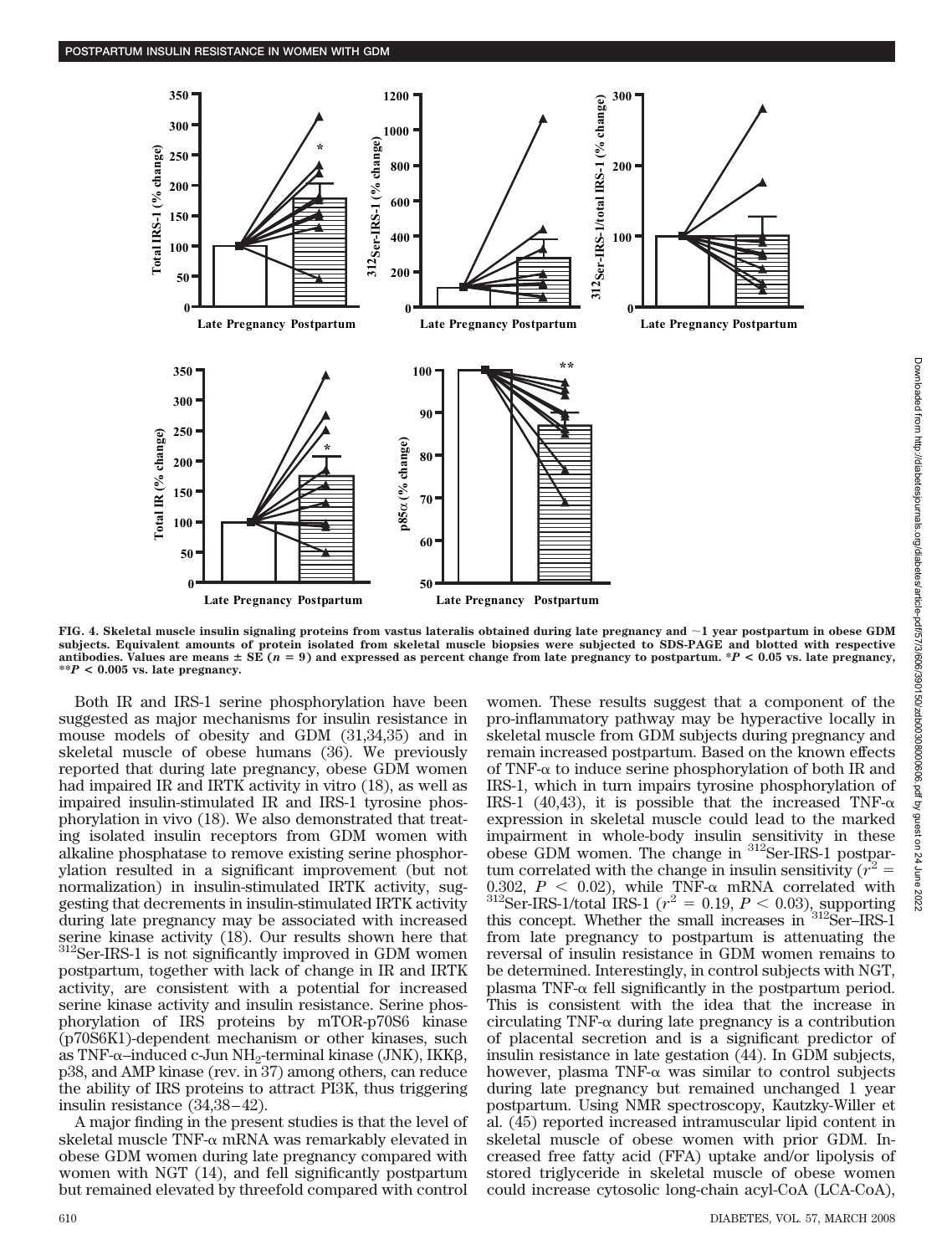FIG. 4. Skeletal muscle insulin signaling proteins from vastus lateralis obtained during late pregnancy and ~1 year postpartum in obese GDM subjects. Equivalent amounts of protein isolated from skeletal muscle biopsies were subjected to SDS-PAGE and blotted with respective antibodies. Values are means ± SE ($n = 9$) and expressed as percent change from late pregnancy to postpartum. *$P < 0.05$ vs. late pregnancy, **$P < 0.005$ vs. late pregnancy.

Both IR and IRS-1 serine phosphorylation have been suggested as major mechanisms for insulin resistance in mouse models of obesity and GDM (31,34,35) and in skeletal muscle of obese humans (36). We previously reported that during late pregnancy, obese GDM women had impaired IR and IRTK activity in vitro (18), as well as impaired insulin-stimulated IR and IRS-1 tyrosine phosphorylation in vivo (18). We also demonstrated that treating isolated insulin receptors from GDM women with alkaline phosphatase to remove existing serine phosphorylation resulted in a significant improvement (but not normalization) in insulin-stimulated IRTK activity, suggesting that decrements in insulin-stimulated IRTK activity during late pregnancy may be associated with increased serine kinase activity (18). Our results shown here that $^{312}$Ser-IRS-1 is not significantly improved in GDM women postpartum, together with lack of change in IR and IRTK activity, are consistent with a potential for increased serine kinase activity and insulin resistance. Serine phosphorylation of IRS proteins by mTOR-p70S6 kinase (p70S6K1)-dependent mechanism or other kinases, such as TNF-α–induced c-Jun $NH_2$-terminal kinase (JNK), IKKβ, p38, and AMP kinase (rev. in 37) among others, can reduce the ability of IRS proteins to attract PI3K, thus triggering insulin resistance (34,38–42).

A major finding in the present studies is that the level of skeletal muscle TNF-α mRNA was remarkably elevated in obese GDM women during late pregnancy compared with women with NGT (14), and fell significantly postpartum but remained elevated by threefold compared with control women. These results suggest that a component of the pro-inflammatory pathway may be hyperactive locally in skeletal muscle from GDM subjects during pregnancy and remain increased postpartum. Based on the known effects of TNF-α to induce serine phosphorylation of both IR and IRS-1, which in turn impairs tyrosine phosphorylation of IRS-1 (40,43), it is possible that the increased TNF-α expression in skeletal muscle could lead to the marked impairment in whole-body insulin sensitivity in these obese GDM women. The change in $^{312}$Ser-IRS-1 postpartum correlated with the change in insulin sensitivity ($r^2 = 0.302$, $P < 0.02$), while TNF-α mRNA correlated with $^{312}$Ser-IRS-1/total IRS-1 ($r^2 = 0.19$, $P < 0.03$), supporting this concept. Whether the small increases in $^{312}$Ser–IRS-1 from late pregnancy to postpartum is attenuating the reversal of insulin resistance in GDM women remains to be determined. Interestingly, in control subjects with NGT, plasma TNF-α fell significantly in the postpartum period. This is consistent with the idea that the increase in circulating TNF-α during late pregnancy is a contribution of placental secretion and is a significant predictor of insulin resistance in late gestation (44). In GDM subjects, however, plasma TNF-α was similar to control subjects during late pregnancy but remained unchanged 1 year postpartum. Using NMR spectroscopy, Kautzky-Willer et al. (45) reported increased intramuscular lipid content in skeletal muscle of obese women with prior GDM. Increased free fatty acid (FFA) uptake and/or lipolysis of stored triglyceride in skeletal muscle of obese women could increase cytosolic long-chain acyl-CoA (LCA-CoA),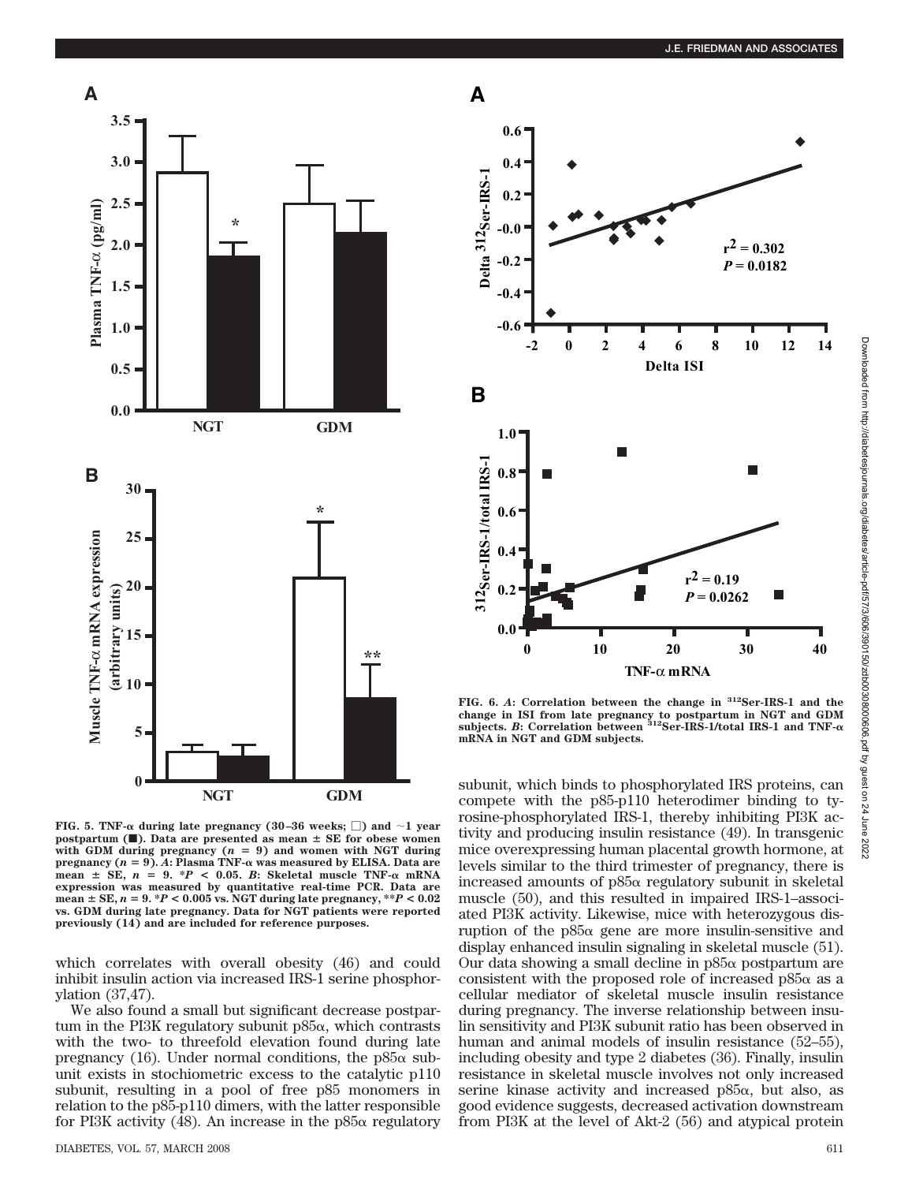FIG. 5. TNF-α during late pregnancy (30–36 weeks; □) and ~1 year postpartum (■). Data are presented as mean ± SE for obese women with GDM during pregnancy ($n = 9$) and women with NGT during pregnancy ($n = 9$). *A*: Plasma TNF-α was measured by ELISA. Data are mean ± SE, $n = 9$. \*$P < 0.05$. *B*: Skeletal muscle TNF-α mRNA expression was measured by quantitative real-time PCR. Data are mean ± SE, $n = 9$. \*$P < 0.005$ vs. NGT during late pregnancy, \*\*$P < 0.02$ vs. GDM during late pregnancy. Data for NGT patients were reported previously (14) and are included for reference purposes.

FIG. 6. *A*: Correlation between the change in [312]Ser-IRS-1 and the change in ISI from late pregnancy to postpartum in NGT and GDM subjects. *B*: Correlation between [312]Ser-IRS-1/total IRS-1 and TNF-α mRNA in NGT and GDM subjects.

which correlates with overall obesity (46) and could inhibit insulin action via increased IRS-1 serine phosphorylation (37,47).

We also found a small but significant decrease postpartum in the PI3K regulatory subunit p85α, which contrasts with the two- to threefold elevation found during late pregnancy (16). Under normal conditions, the p85α subunit exists in stochiometric excess to the catalytic p110 subunit, resulting in a pool of free p85 monomers in relation to the p85-p110 dimers, with the latter responsible for PI3K activity (48). An increase in the p85α regulatory subunit, which binds to phosphorylated IRS proteins, can compete with the p85-p110 heterodimer binding to tyrosine-phosphorylated IRS-1, thereby inhibiting PI3K activity and producing insulin resistance (49). In transgenic mice overexpressing human placental growth hormone, at levels similar to the third trimester of pregnancy, there is increased amounts of p85α regulatory subunit in skeletal muscle (50), and this resulted in impaired IRS-1–associated PI3K activity. Likewise, mice with heterozygous disruption of the p85α gene are more insulin-sensitive and display enhanced insulin signaling in skeletal muscle (51). Our data showing a small decline in p85α postpartum are consistent with the proposed role of increased p85α as a cellular mediator of skeletal muscle insulin resistance during pregnancy. The inverse relationship between insulin sensitivity and PI3K subunit ratio has been observed in human and animal models of insulin resistance (52–55), including obesity and type 2 diabetes (36). Finally, insulin resistance in skeletal muscle involves not only increased serine kinase activity and increased p85α, but also, as good evidence suggests, decreased activation downstream from PI3K at the level of Akt-2 (56) and atypical protein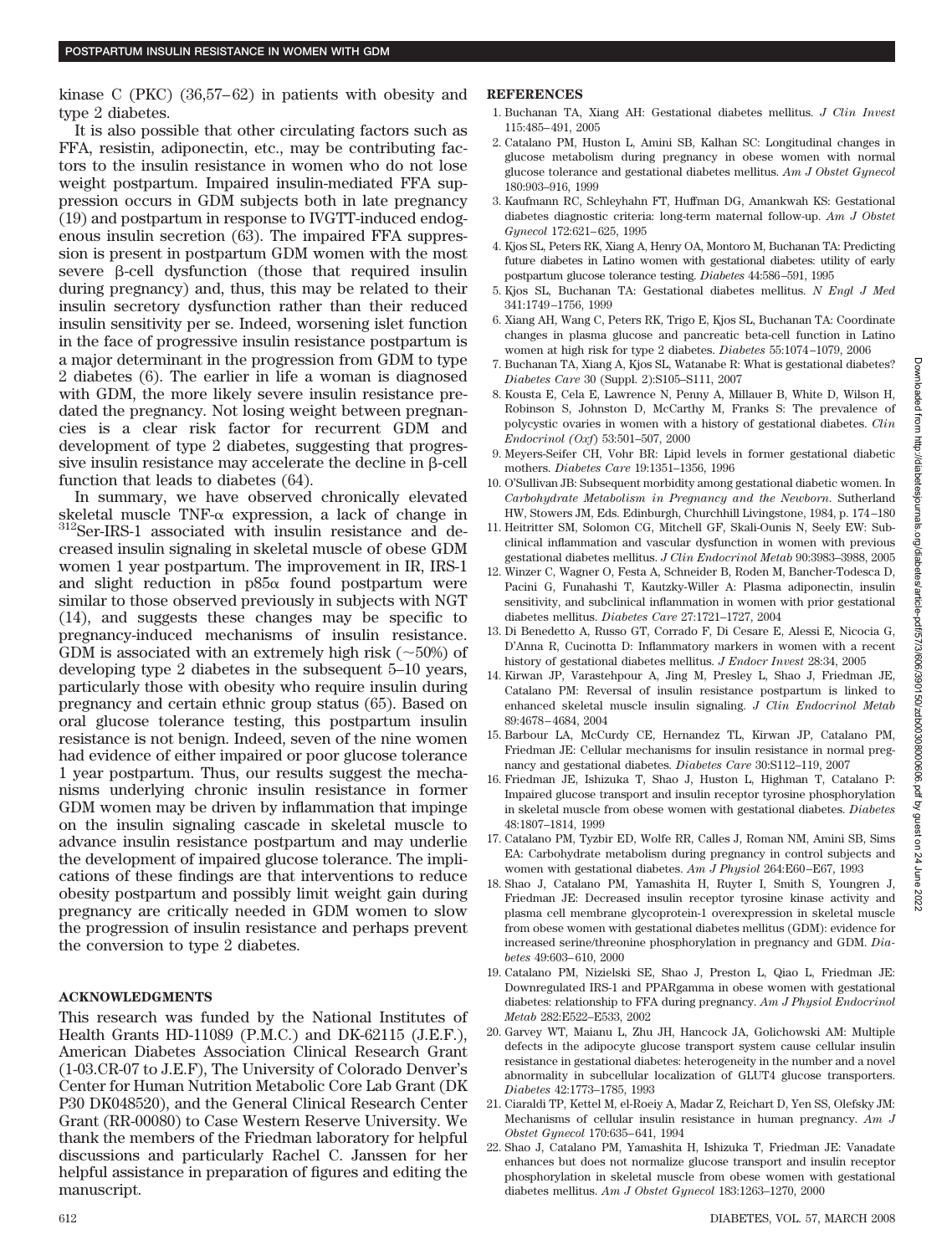kinase C (PKC) (36,57–62) in patients with obesity and type 2 diabetes.

It is also possible that other circulating factors such as FFA, resistin, adiponectin, etc., may be contributing factors to the insulin resistance in women who do not lose weight postpartum. Impaired insulin-mediated FFA suppression occurs in GDM subjects both in late pregnancy (19) and postpartum in response to IVGTT-induced endogenous insulin secretion (63). The impaired FFA suppression is present in postpartum GDM women with the most severe β-cell dysfunction (those that required insulin during pregnancy) and, thus, this may be related to their insulin secretory dysfunction rather than their reduced insulin sensitivity per se. Indeed, worsening islet function in the face of progressive insulin resistance postpartum is a major determinant in the progression from GDM to type 2 diabetes (6). The earlier in life a woman is diagnosed with GDM, the more likely severe insulin resistance predated the pregnancy. Not losing weight between pregnancies is a clear risk factor for recurrent GDM and development of type 2 diabetes, suggesting that progressive insulin resistance may accelerate the decline in β-cell function that leads to diabetes (64).

In summary, we have observed chronically elevated skeletal muscle TNF-α expression, a lack of change in $^{312}$Ser-IRS-1 associated with insulin resistance and decreased insulin signaling in skeletal muscle of obese GDM women 1 year postpartum. The improvement in IR, IRS-1 and slight reduction in p85α found postpartum were similar to those observed previously in subjects with NGT (14), and suggests these changes may be specific to pregnancy-induced mechanisms of insulin resistance. GDM is associated with an extremely high risk (~50%) of developing type 2 diabetes in the subsequent 5–10 years, particularly those with obesity who require insulin during pregnancy and certain ethnic group status (65). Based on oral glucose tolerance testing, this postpartum insulin resistance is not benign. Indeed, seven of the nine women had evidence of either impaired or poor glucose tolerance 1 year postpartum. Thus, our results suggest the mechanisms underlying chronic insulin resistance in former GDM women may be driven by inflammation that impinge on the insulin signaling cascade in skeletal muscle to advance insulin resistance postpartum and may underlie the development of impaired glucose tolerance. The implications of these findings are that interventions to reduce obesity postpartum and possibly limit weight gain during pregnancy are critically needed in GDM women to slow the progression of insulin resistance and perhaps prevent the conversion to type 2 diabetes.

## ACKNOWLEDGMENTS

This research was funded by the National Institutes of Health Grants HD-11089 (P.M.C.) and DK-62115 (J.E.F.), American Diabetes Association Clinical Research Grant (1-03.CR-07 to J.E.F), The University of Colorado Denver's Center for Human Nutrition Metabolic Core Lab Grant (DK P30 DK048520), and the General Clinical Research Center Grant (RR-00080) to Case Western Reserve University. We thank the members of the Friedman laboratory for helpful discussions and particularly Rachel C. Janssen for her helpful assistance in preparation of figures and editing the manuscript.

## REFERENCES

1. Buchanan TA, Xiang AH: Gestational diabetes mellitus. *J Clin Invest* 115:485–491, 2005
2. Catalano PM, Huston L, Amini SB, Kalhan SC: Longitudinal changes in glucose metabolism during pregnancy in obese women with normal glucose tolerance and gestational diabetes mellitus. *Am J Obstet Gynecol* 180:903–916, 1999
3. Kaufmann RC, Schleyhahn FT, Huffman DG, Amankwah KS: Gestational diabetes diagnostic criteria: long-term maternal follow-up. *Am J Obstet Gynecol* 172:621–625, 1995
4. Kjos SL, Peters RK, Xiang A, Henry OA, Montoro M, Buchanan TA: Predicting future diabetes in Latino women with gestational diabetes: utility of early postpartum glucose tolerance testing. *Diabetes* 44:586–591, 1995
5. Kjos SL, Buchanan TA: Gestational diabetes mellitus. *N Engl J Med* 341:1749–1756, 1999
6. Xiang AH, Wang C, Peters RK, Trigo E, Kjos SL, Buchanan TA: Coordinate changes in plasma glucose and pancreatic beta-cell function in Latino women at high risk for type 2 diabetes. *Diabetes* 55:1074–1079, 2006
7. Buchanan TA, Xiang A, Kjos SL, Watanabe R: What is gestational diabetes? *Diabetes Care* 30 (Suppl. 2):S105–S111, 2007
8. Kousta E, Cela E, Lawrence N, Penny A, Millauer B, White D, Wilson H, Robinson S, Johnston D, McCarthy M, Franks S: The prevalence of polycystic ovaries in women with a history of gestational diabetes. *Clin Endocrinol (Oxf)* 53:501–507, 2000
9. Meyers-Seifer CH, Vohr BR: Lipid levels in former gestational diabetic mothers. *Diabetes Care* 19:1351–1356, 1996
10. O'Sullivan JB: Subsequent morbidity among gestational diabetic women. In *Carbohydrate Metabolism in Pregnancy and the Newborn.* Sutherland HW, Stowers JM, Eds. Edinburgh, Churchhill Livingstone, 1984, p. 174–180
11. Heitritter SM, Solomon CG, Mitchell GF, Skali-Ounis N, Seely EW: Subclinical inflammation and vascular dysfunction in women with previous gestational diabetes mellitus. *J Clin Endocrinol Metab* 90:3983–3988, 2005
12. Winzer C, Wagner O, Festa A, Schneider B, Roden M, Bancher-Todesca D, Pacini G, Funahashi T, Kautzky-Willer A: Plasma adiponectin, insulin sensitivity, and subclinical inflammation in women with prior gestational diabetes mellitus. *Diabetes Care* 27:1721–1727, 2004
13. Di Benedetto A, Russo GT, Corrado F, Di Cesare E, Alessi E, Nicocia G, D'Anna R, Cucinotta D: Inflammatory markers in women with a recent history of gestational diabetes mellitus. *J Endocr Invest* 28:34, 2005
14. Kirwan JP, Varastehpour A, Jing M, Presley L, Shao J, Friedman JE, Catalano PM: Reversal of insulin resistance postpartum is linked to enhanced skeletal muscle insulin signaling. *J Clin Endocrinol Metab* 89:4678–4684, 2004
15. Barbour LA, McCurdy CE, Hernandez TL, Kirwan JP, Catalano PM, Friedman JE: Cellular mechanisms for insulin resistance in normal pregnancy and gestational diabetes. *Diabetes Care* 30:S112–119, 2007
16. Friedman JE, Ishizuka T, Shao J, Huston L, Highman T, Catalano P: Impaired glucose transport and insulin receptor tyrosine phosphorylation in skeletal muscle from obese women with gestational diabetes. *Diabetes* 48:1807–1814, 1999
17. Catalano PM, Tyzbir ED, Wolfe RR, Calles J, Roman NM, Amini SB, Sims EA: Carbohydrate metabolism during pregnancy in control subjects and women with gestational diabetes. *Am J Physiol* 264:E60–E67, 1993
18. Shao J, Catalano PM, Yamashita H, Ruyter I, Smith S, Youngren J, Friedman JE: Decreased insulin receptor tyrosine kinase activity and plasma cell membrane glycoprotein-1 overexpression in skeletal muscle from obese women with gestational diabetes mellitus (GDM): evidence for increased serine/threonine phosphorylation in pregnancy and GDM. *Diabetes* 49:603–610, 2000
19. Catalano PM, Nizielski SE, Shao J, Preston L, Qiao L, Friedman JE: Downregulated IRS-1 and PPARgamma in obese women with gestational diabetes: relationship to FFA during pregnancy. *Am J Physiol Endocrinol Metab* 282:E522–E533, 2002
20. Garvey WT, Maianu L, Zhu JH, Hancock JA, Golichowski AM: Multiple defects in the adipocyte glucose transport system cause cellular insulin resistance in gestational diabetes: heterogeneity in the number and a novel abnormality in subcellular localization of GLUT4 glucose transporters. *Diabetes* 42:1773–1785, 1993
21. Ciaraldi TP, Kettel M, el-Roeiy A, Madar Z, Reichart D, Yen SS, Olefsky JM: Mechanisms of cellular insulin resistance in human pregnancy. *Am J Obstet Gynecol* 170:635–641, 1994
22. Shao J, Catalano PM, Yamashita H, Ishizuka T, Friedman JE: Vanadate enhances but does not normalize glucose transport and insulin receptor phosphorylation in skeletal muscle from obese women with gestational diabetes mellitus. *Am J Obstet Gynecol* 183:1263–1270, 2000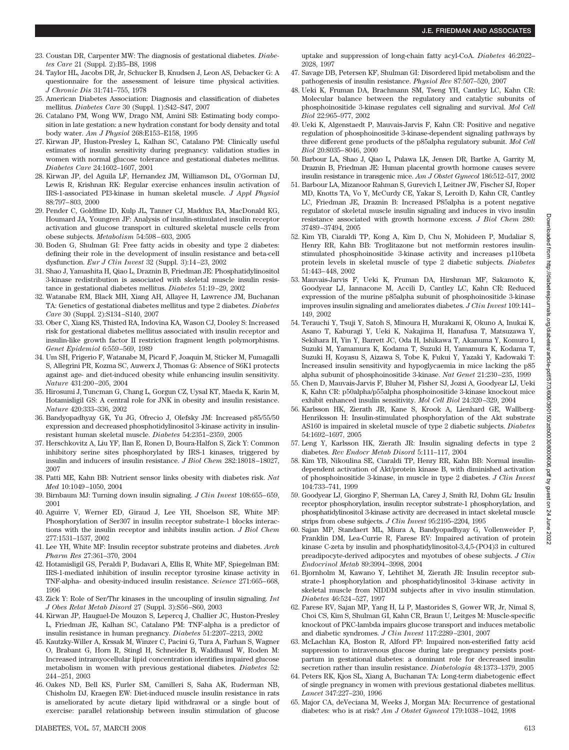23. Coustan DR, Carpenter MW: The diagnosis of gestational diabetes. *Diabetes Care* 21 (Suppl. 2):B5–B8, 1998
24. Taylor HL, Jacobs DR, Jr, Schucker B, Knudsen J, Leon AS, Debacker G: A questionnaire for the assessment of leisure time physical activities. *J Chronic Dis* 31:741–755, 1978
25. American Diabetes Association: Diagnosis and classification of diabetes mellitus. *Diabetes Care* 30 (Suppl. 1):S42–S47, 2007
26. Catalano PM, Wong WW, Drago NM, Amini SB: Estimating body composition in late gestation: a new hydration constant for body density and total body water. *Am J Physiol* 268:E153–E158, 1995
27. Kirwan JP, Huston-Presley L, Kalhan SC, Catalano PM: Clinically useful estimates of insulin sensitivity during pregnancy: validation studies in women with normal glucose tolerance and gestational diabetes mellitus. *Diabetes Care* 24:1602–1607, 2001
28. Kirwan JP, del Aguila LF, Hernandez JM, Williamson DL, O'Gorman DJ, Lewis R, Krishnan RK: Regular exercise enhances insulin activation of IRS-1-associated PI3-kinase in human skeletal muscle. *J Appl Physiol* 88:797–803, 2000
29. Pender C, Goldfine ID, Kulp JL, Tanner CJ, Maddux BA, MacDonald KG, Houmard JA, Youngren JF: Analysis of insulin-stimulated insulin receptor activation and glucose transport in cultured skeletal muscle cells from obese subjects. *Metabolism* 54:598–603, 2005
30. Boden G, Shulman GI: Free fatty acids in obesity and type 2 diabetes: defining their role in the development of insulin resistance and beta-cell dysfunction. *Eur J Clin Invest* 32 (Suppl. 3):14–23, 2002
31. Shao J, Yamashita H, Qiao L, Draznin B, Friedman JE: Phosphatidylinositol 3-kinase redistribution is associated with skeletal muscle insulin resistance in gestational diabetes mellitus. *Diabetes* 51:19–29, 2002
32. Watanabe RM, Black MH, Xiang AH, Allayee H, Lawrence JM, Buchanan TA: Genetics of gestational diabetes mellitus and type 2 diabetes. *Diabetes Care* 30 (Suppl. 2):S134–S140, 2007
33. Ober C, Xiang KS, Thisted RA, Indovina KA, Wason CJ, Dooley S: Increased risk for gestational diabetes mellitus associated with insulin receptor and insulin-like growth factor II restriction fragment length polymorphisms. *Genet Epidemiol* 6:559–569, 1989
34. Um SH, Frigerio F, Watanabe M, Picard F, Joaquin M, Sticker M, Fumagalli S, Allegrini PR, Kozma SC, Auwerx J, Thomas G: Absence of S6K1 protects against age- and diet-induced obesity while enhancing insulin sensitivity. *Nature* 431:200–205, 2004
35. Hirosumi J, Tuncman G, Chang L, Gorgun CZ, Uysal KT, Maeda K, Karin M, Hotamisligil GS: A central role for JNK in obesity and insulin resistance. *Nature* 420:333–336, 2002
36. Bandyopadhyay GK, Yu JG, Ofrecio J, Olefsky JM: Increased p85/55/50 expression and decreased phosphotidylinositol 3-kinase activity in insulin-resistant human skeletal muscle. *Diabetes* 54:2351–2359, 2005
37. Herschkovitz A, Liu YF, Ilan E, Ronen D, Boura-Halfon S, Zick Y: Common inhibitory serine sites phosphorylated by IRS-1 kinases, triggered by insulin and inducers of insulin resistance. *J Biol Chem* 282:18018–18027, 2007
38. Patti ME, Kahn BB: Nutrient sensor links obesity with diabetes risk. *Nat Med* 10:1049–1050, 2004
39. Birnbaum MJ: Turning down insulin signaling. *J Clin Invest* 108:655–659, 2001
40. Aguirre V, Werner ED, Giraud J, Lee YH, Shoelson SE, White MF: Phosphorylation of Ser307 in insulin receptor substrate-1 blocks interactions with the insulin receptor and inhibits insulin action. *J Biol Chem* 277:1531–1537, 2002
41. Lee YH, White MF: Insulin receptor substrate proteins and diabetes. *Arch Pharm Res* 27:361–370, 2004
42. Hotamisligil GS, Peraldi P, Budavari A, Ellis R, White MF, Spiegelman BM: IRS-1-mediated inhibition of insulin receptor tyrosine kinase activity in TNF-alpha- and obesity-induced insulin resistance. *Science* 271:665–668, 1996
43. Zick Y: Role of Ser/Thr kinases in the uncoupling of insulin signaling. *Int J Obes Relat Metab Disord* 27 (Suppl. 3):S56–S60, 2003
44. Kirwan JP, Hauguel-De Mouzon S, Lepercq J, Challier JC, Huston-Presley L, Friedman JE, Kalhan SC, Catalano PM: TNF-alpha is a predictor of insulin resistance in human pregnancy. *Diabetes* 51:2207–2213, 2002
45. Kautzky-Willer A, Krssak M, Winzer C, Pacini G, Tura A, Farhan S, Wagner O, Brabant G, Horn R, Stingl H, Schneider B, Waldhausl W, Roden M: Increased intramyocellular lipid concentration identifies impaired glucose metabolism in women with previous gestational diabetes. *Diabetes* 52: 244–251, 2003
46. Oakes ND, Bell KS, Furler SM, Camilleri S, Saha AK, Ruderman NB, Chisholm DJ, Kraegen EW: Diet-induced muscle insulin resistance in rats is ameliorated by acute dietary lipid withdrawal or a single bout of exercise: parallel relationship between insulin stimulation of glucose uptake and suppression of long-chain fatty acyl-CoA. *Diabetes* 46:2022–2028, 1997
47. Savage DB, Petersen KF, Shulman GI: Disordered lipid metabolism and the pathogenesis of insulin resistance. *Physiol Rev* 87:507–520, 2007
48. Ueki K, Fruman DA, Brachmann SM, Tseng YH, Cantley LC, Kahn CR: Molecular balance between the regulatory and catalytic subunits of phosphoinositide 3-kinase regulates cell signaling and survival. *Mol Cell Biol* 22:965–977, 2002
49. Ueki K, Algenstaedt P, Mauvais-Jarvis F, Kahn CR: Positive and negative regulation of phosphoinositide 3-kinase-dependent signaling pathways by three different gene products of the p85alpha regulatory subunit. *Mol Cell Biol* 20:8035–8046, 2000
50. Barbour LA, Shao J, Qiao L, Pulawa LK, Jensen DR, Bartke A, Garrity M, Draznin B, Friedman JE: Human placental growth hormone causes severe insulin resistance in transgenic mice. *Am J Obstet Gynecol* 186:512–517, 2002
51. Barbour LA, Mizanoor Rahman S, Gurevich I, Leitner JW, Fischer SJ, Roper MD, Knotts TA, Vo Y, McCurdy CE, Yakar S, Leroith D, Kahn CR, Cantley LC, Friedman JE, Draznin B: Increased P85alpha is a potent negative regulator of skeletal muscle insulin signaling and induces in vivo insulin resistance associated with growth hormone excess. *J Biol Chem* 280: 37489–37494, 2005
52. Kim YB, Ciaraldi TP, Kong A, Kim D, Chu N, Mohideen P, Mudaliar S, Henry RR, Kahn BB: Troglitazone but not metformin restores insulin-stimulated phosphoinositide 3-kinase activity and increases p110beta protein levels in skeletal muscle of type 2 diabetic subjects. *Diabetes* 51:443–448, 2002
53. Mauvais-Jarvis F, Ueki K, Fruman DA, Hirshman MF, Sakamoto K, Goodyear LJ, Iannacone M, Accili D, Cantley LC, Kahn CR: Reduced expression of the murine p85alpha subunit of phosphoinositide 3-kinase improves insulin signaling and ameliorates diabetes. *J Clin Invest* 109:141–149, 2002
54. Terauchi Y, Tsuji Y, Satoh S, Minoura H, Murakami K, Okuno A, Inukai K, Asano T, Kaburagi Y, Ueki K, Nakajima H, Hanafusa T, Matsuzawa Y, Sekihara H, Yin Y, Barrett JC, Oda H, Ishikawa T, Akanuma Y, Komuro I, Suzuki M, Yamamura K, Kodama T, Suzuki H, Yamamura K, Kodama T, Suzuki H, Koyasu S, Aizawa S, Tobe K, Fukui Y, Yazaki Y, Kadowaki T: Increased insulin sensitivity and hypoglycaemia in mice lacking the p85 alpha subunit of phosphoinositide 3-kinase. *Nat Genet* 21:230–235, 1999
55. Chen D, Mauvais-Jarvis F, Bluher M, Fisher SJ, Jozsi A, Goodyear LJ, Ueki K, Kahn CR: p50alpha/p55alpha phosphoinositide 3-kinase knockout mice exhibit enhanced insulin sensitivity. *Mol Cell Biol* 24:320–329, 2004
56. Karlsson HK, Zierath JR, Kane S, Krook A, Lienhard GE, Wallberg-Henriksson H: Insulin-stimulated phosphorylation of the Akt substrate AS160 is impaired in skeletal muscle of type 2 diabetic subjects. *Diabetes* 54:1692–1697, 2005
57. Leng Y, Karlsson HK, Zierath JR: Insulin signaling defects in type 2 diabetes. *Rev Endocr Metab Disord* 5:111–117, 2004
58. Kim YB, Nikoulina SE, Ciaraldi TP, Henry RR, Kahn BB: Normal insulin-dependent activation of Akt/protein kinase B, with diminished activation of phosphoinositide 3-kinase, in muscle in type 2 diabetes. *J Clin Invest* 104:733–741, 1999
59. Goodyear LJ, Giorgino F, Sherman LA, Carey J, Smith RJ, Dohm GL: Insulin receptor phosphorylation, insulin receptor substrate-1 phosphorylation, and phosphatidylinositol 3-kinase activity are decreased in intact skeletal muscle strips from obese subjects. *J Clin Invest* 95:2195–2204, 1995
60. Sajan MP, Standaert ML, Miura A, Bandyopadhyay G, Vollenweider P, Franklin DM, Lea-Currie R, Farese RV: Impaired activation of protein kinase C-zeta by insulin and phosphatidylinositol-3,4,5-(PO4)3 in cultured preadipocyte-derived adipocytes and myotubes of obese subjects. *J Clin Endocrinol Metab* 89:3994–3998, 2004
61. Bjornholm M, Kawano Y, Lehtihet M, Zierath JR: Insulin receptor substrate-1 phosphorylation and phosphatidylinositol 3-kinase activity in skeletal muscle from NIDDM subjects after in vivo insulin stimulation. *Diabetes* 46:524–527, 1997
62. Farese RV, Sajan MP, Yang H, Li P, Mastorides S, Gower WR, Jr, Nimal S, Choi CS, Kim S, Shulman GI, Kahn CR, Braun U, Leitges M: Muscle-specific knockout of PKC-lambda impairs glucose transport and induces metabolic and diabetic syndromes. *J Clin Invest* 117:2289–2301, 2007
63. McLachlan KA, Boston R, Alford FP: Impaired non-esterified fatty acid suppression to intravenous glucose during late pregnancy persists postpartum in gestational diabetes: a dominant role for decreased insulin secretion rather than insulin resistance. *Diabetologia* 48:1373–1379, 2005
64. Peters RK, Kjos SL, Xiang A, Buchanan TA: Long-term diabetogenic effect of single pregnancy in women with previous gestational diabetes mellitus. *Lancet* 347:227–230, 1996
65. Major CA, deVeciana M, Weeks J, Morgan MA: Recurrence of gestational diabetes: who is at risk? *Am J Obstet Gynecol* 179:1038–1042, 1998